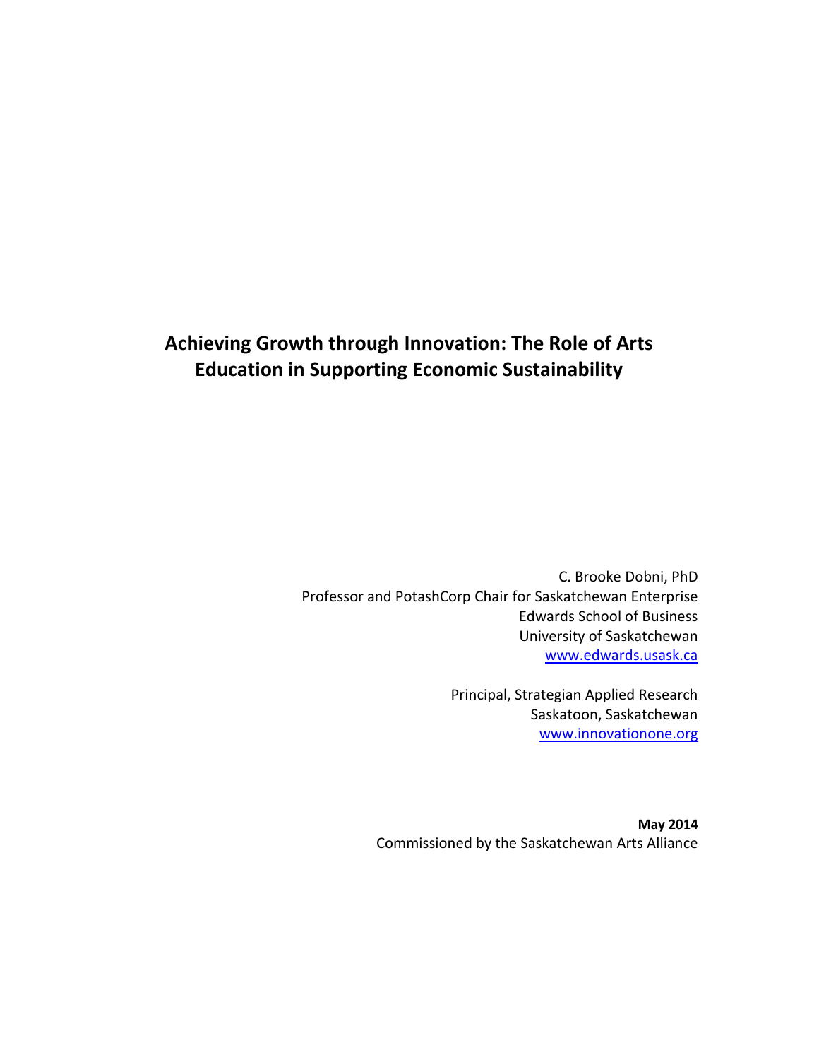# Achieving Growth through Innovation: The Role of Arts Education in Supporting Economic Sustainability

C. Brooke Dobni, PhD
Professor and PotashCorp Chair for Saskatchewan Enterprise
Edwards School of Business
University of Saskatchewan
www.edwards.usask.ca

Principal, Strategian Applied Research
Saskatoon, Saskatchewan
www.innovationone.org

**May 2014**
Commissioned by the Saskatchewan Arts Alliance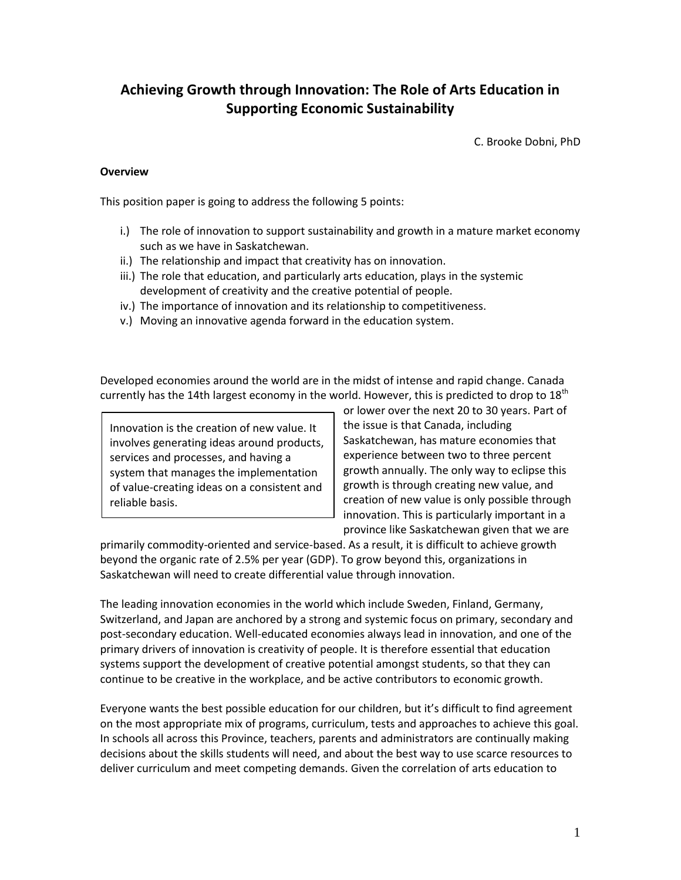# Achieving Growth through Innovation: The Role of Arts Education in Supporting Economic Sustainability

C. Brooke Dobni, PhD

**Overview**

This position paper is going to address the following 5 points:

i.) The role of innovation to support sustainability and growth in a mature market economy such as we have in Saskatchewan.

ii.) The relationship and impact that creativity has on innovation.

iii.) The role that education, and particularly arts education, plays in the systemic development of creativity and the creative potential of people.

iv.) The importance of innovation and its relationship to competitiveness.

v.) Moving an innovative agenda forward in the education system.

> Innovation is the creation of new value. It involves generating ideas around products, services and processes, and having a system that manages the implementation of value-creating ideas on a consistent and reliable basis.

Developed economies around the world are in the midst of intense and rapid change. Canada currently has the 14th largest economy in the world. However, this is predicted to drop to 18th or lower over the next 20 to 30 years. Part of the issue is that Canada, including Saskatchewan, has mature economies that experience between two to three percent growth annually. The only way to eclipse this growth is through creating new value, and creation of new value is only possible through innovation. This is particularly important in a province like Saskatchewan given that we are primarily commodity-oriented and service-based. As a result, it is difficult to achieve growth beyond the organic rate of 2.5% per year (GDP). To grow beyond this, organizations in Saskatchewan will need to create differential value through innovation.

The leading innovation economies in the world which include Sweden, Finland, Germany, Switzerland, and Japan are anchored by a strong and systemic focus on primary, secondary and post-secondary education. Well-educated economies always lead in innovation, and one of the primary drivers of innovation is creativity of people. It is therefore essential that education systems support the development of creative potential amongst students, so that they can continue to be creative in the workplace, and be active contributors to economic growth.

Everyone wants the best possible education for our children, but it's difficult to find agreement on the most appropriate mix of programs, curriculum, tests and approaches to achieve this goal. In schools all across this Province, teachers, parents and administrators are continually making decisions about the skills students will need, and about the best way to use scarce resources to deliver curriculum and meet competing demands. Given the correlation of arts education to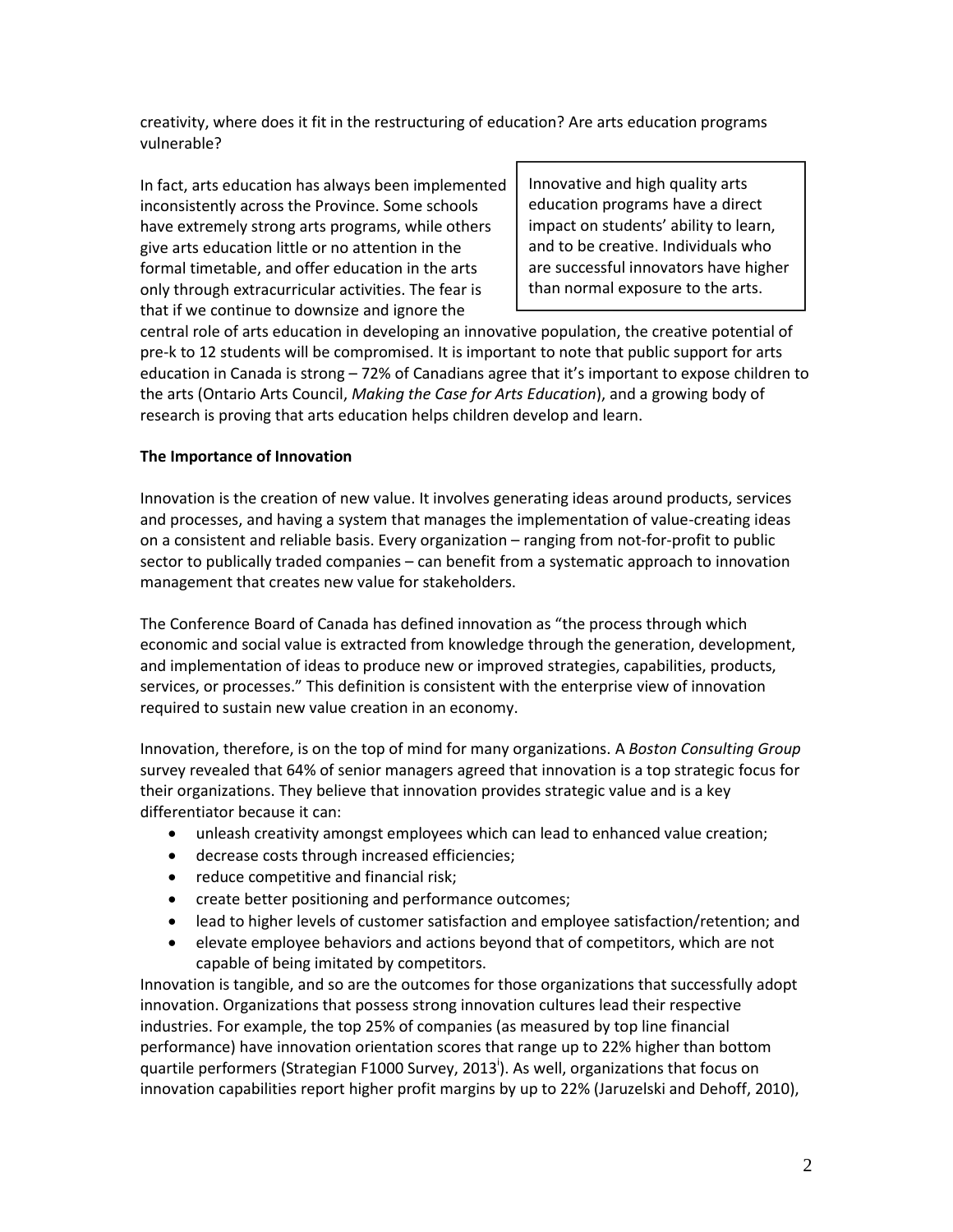creativity, where does it fit in the restructuring of education? Are arts education programs vulnerable?

In fact, arts education has always been implemented inconsistently across the Province. Some schools have extremely strong arts programs, while others give arts education little or no attention in the formal timetable, and offer education in the arts only through extracurricular activities. The fear is that if we continue to downsize and ignore the central role of arts education in developing an innovative population, the creative potential of pre-k to 12 students will be compromised. It is important to note that public support for arts education in Canada is strong – 72% of Canadians agree that it's important to expose children to the arts (Ontario Arts Council, *Making the Case for Arts Education*), and a growing body of research is proving that arts education helps children develop and learn.

> Innovative and high quality arts education programs have a direct impact on students' ability to learn, and to be creative. Individuals who are successful innovators have higher than normal exposure to the arts.

**The Importance of Innovation**

Innovation is the creation of new value. It involves generating ideas around products, services and processes, and having a system that manages the implementation of value-creating ideas on a consistent and reliable basis. Every organization – ranging from not-for-profit to public sector to publically traded companies – can benefit from a systematic approach to innovation management that creates new value for stakeholders.

The Conference Board of Canada has defined innovation as "the process through which economic and social value is extracted from knowledge through the generation, development, and implementation of ideas to produce new or improved strategies, capabilities, products, services, or processes." This definition is consistent with the enterprise view of innovation required to sustain new value creation in an economy.

Innovation, therefore, is on the top of mind for many organizations. A *Boston Consulting Group* survey revealed that 64% of senior managers agreed that innovation is a top strategic focus for their organizations. They believe that innovation provides strategic value and is a key differentiator because it can:

- unleash creativity amongst employees which can lead to enhanced value creation;
- decrease costs through increased efficiencies;
- reduce competitive and financial risk;
- create better positioning and performance outcomes;
- lead to higher levels of customer satisfaction and employee satisfaction/retention; and
- elevate employee behaviors and actions beyond that of competitors, which are not capable of being imitated by competitors.

Innovation is tangible, and so are the outcomes for those organizations that successfully adopt innovation. Organizations that possess strong innovation cultures lead their respective industries. For example, the top 25% of companies (as measured by top line financial performance) have innovation orientation scores that range up to 22% higher than bottom quartile performers (Strategian F1000 Survey, 2013[i]). As well, organizations that focus on innovation capabilities report higher profit margins by up to 22% (Jaruzelski and Dehoff, 2010),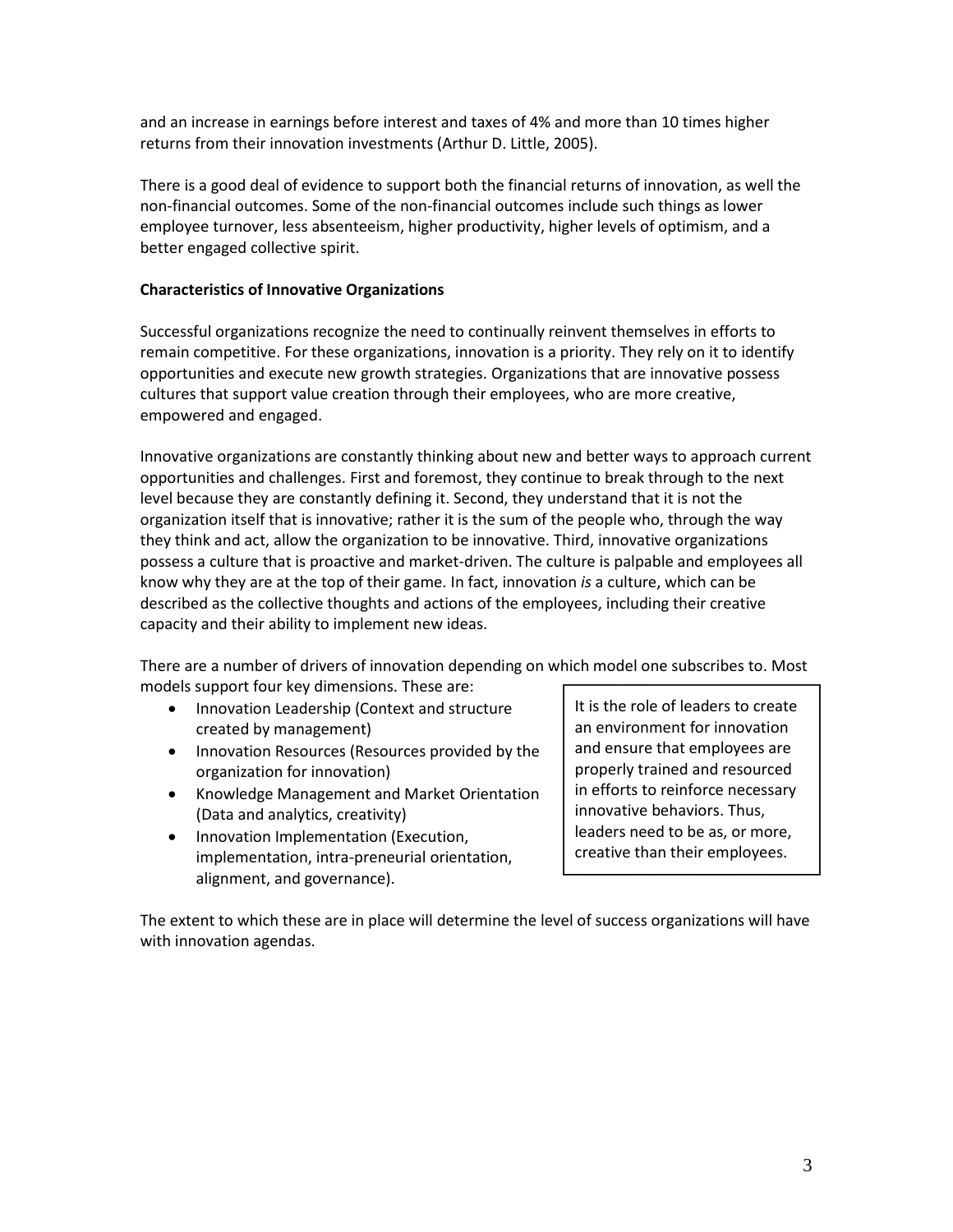and an increase in earnings before interest and taxes of 4% and more than 10 times higher returns from their innovation investments (Arthur D. Little, 2005).

There is a good deal of evidence to support both the financial returns of innovation, as well the non-financial outcomes. Some of the non-financial outcomes include such things as lower employee turnover, less absenteeism, higher productivity, higher levels of optimism, and a better engaged collective spirit.

**Characteristics of Innovative Organizations**

Successful organizations recognize the need to continually reinvent themselves in efforts to remain competitive. For these organizations, innovation is a priority. They rely on it to identify opportunities and execute new growth strategies. Organizations that are innovative possess cultures that support value creation through their employees, who are more creative, empowered and engaged.

Innovative organizations are constantly thinking about new and better ways to approach current opportunities and challenges. First and foremost, they continue to break through to the next level because they are constantly defining it. Second, they understand that it is not the organization itself that is innovative; rather it is the sum of the people who, through the way they think and act, allow the organization to be innovative. Third, innovative organizations possess a culture that is proactive and market-driven. The culture is palpable and employees all know why they are at the top of their game. In fact, innovation *is* a culture, which can be described as the collective thoughts and actions of the employees, including their creative capacity and their ability to implement new ideas.

There are a number of drivers of innovation depending on which model one subscribes to. Most models support four key dimensions. These are:

- Innovation Leadership (Context and structure created by management)
- Innovation Resources (Resources provided by the organization for innovation)
- Knowledge Management and Market Orientation (Data and analytics, creativity)
- Innovation Implementation (Execution, implementation, intra-preneurial orientation, alignment, and governance).

> It is the role of leaders to create an environment for innovation and ensure that employees are properly trained and resourced in efforts to reinforce necessary innovative behaviors. Thus, leaders need to be as, or more, creative than their employees.

The extent to which these are in place will determine the level of success organizations will have with innovation agendas.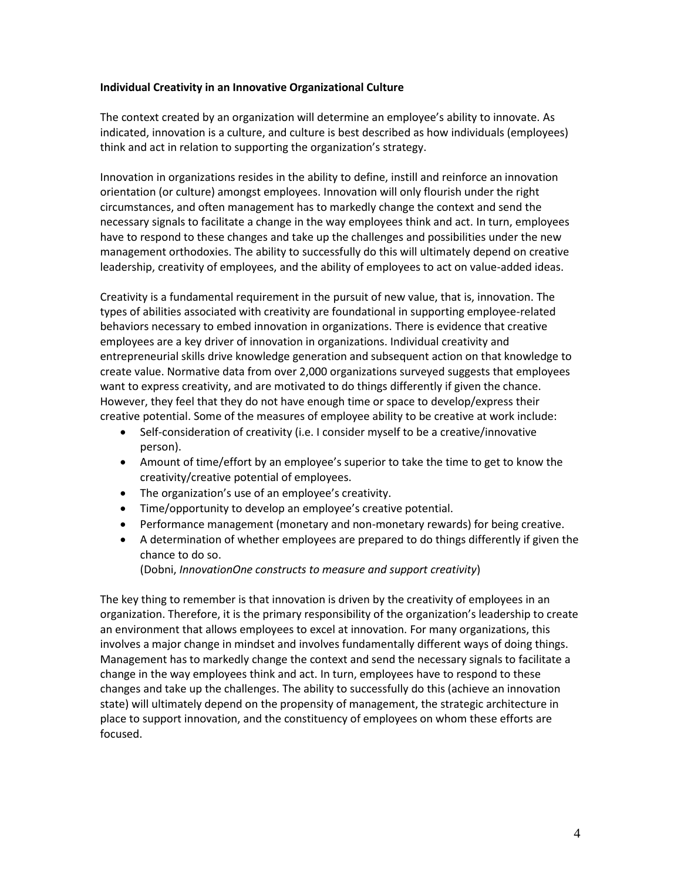**Individual Creativity in an Innovative Organizational Culture**

The context created by an organization will determine an employee's ability to innovate. As indicated, innovation is a culture, and culture is best described as how individuals (employees) think and act in relation to supporting the organization's strategy.

Innovation in organizations resides in the ability to define, instill and reinforce an innovation orientation (or culture) amongst employees. Innovation will only flourish under the right circumstances, and often management has to markedly change the context and send the necessary signals to facilitate a change in the way employees think and act. In turn, employees have to respond to these changes and take up the challenges and possibilities under the new management orthodoxies. The ability to successfully do this will ultimately depend on creative leadership, creativity of employees, and the ability of employees to act on value-added ideas.

Creativity is a fundamental requirement in the pursuit of new value, that is, innovation. The types of abilities associated with creativity are foundational in supporting employee-related behaviors necessary to embed innovation in organizations. There is evidence that creative employees are a key driver of innovation in organizations. Individual creativity and entrepreneurial skills drive knowledge generation and subsequent action on that knowledge to create value. Normative data from over 2,000 organizations surveyed suggests that employees want to express creativity, and are motivated to do things differently if given the chance. However, they feel that they do not have enough time or space to develop/express their creative potential. Some of the measures of employee ability to be creative at work include:

- Self-consideration of creativity (i.e. I consider myself to be a creative/innovative person).
- Amount of time/effort by an employee's superior to take the time to get to know the creativity/creative potential of employees.
- The organization's use of an employee's creativity.
- Time/opportunity to develop an employee's creative potential.
- Performance management (monetary and non-monetary rewards) for being creative.
- A determination of whether employees are prepared to do things differently if given the chance to do so.

  (Dobni, *InnovationOne constructs to measure and support creativity*)

The key thing to remember is that innovation is driven by the creativity of employees in an organization. Therefore, it is the primary responsibility of the organization's leadership to create an environment that allows employees to excel at innovation. For many organizations, this involves a major change in mindset and involves fundamentally different ways of doing things. Management has to markedly change the context and send the necessary signals to facilitate a change in the way employees think and act. In turn, employees have to respond to these changes and take up the challenges. The ability to successfully do this (achieve an innovation state) will ultimately depend on the propensity of management, the strategic architecture in place to support innovation, and the constituency of employees on whom these efforts are focused.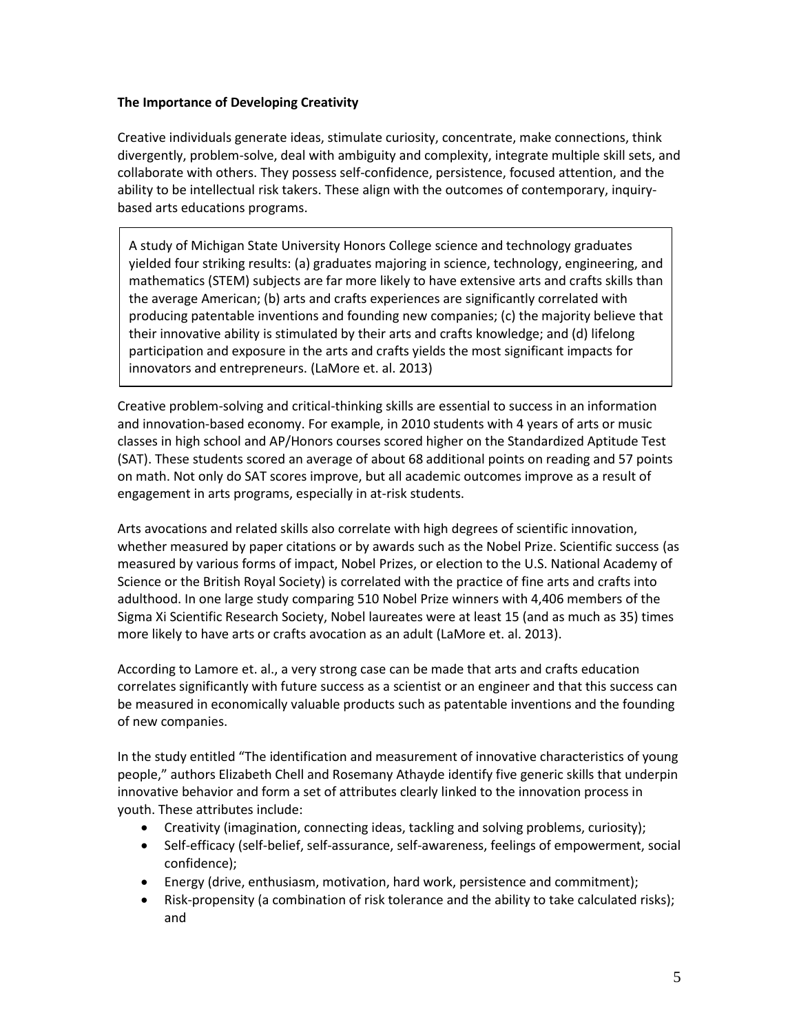**The Importance of Developing Creativity**

Creative individuals generate ideas, stimulate curiosity, concentrate, make connections, think divergently, problem-solve, deal with ambiguity and complexity, integrate multiple skill sets, and collaborate with others. They possess self-confidence, persistence, focused attention, and the ability to be intellectual risk takers. These align with the outcomes of contemporary, inquiry-based arts educations programs.

> A study of Michigan State University Honors College science and technology graduates yielded four striking results: (a) graduates majoring in science, technology, engineering, and mathematics (STEM) subjects are far more likely to have extensive arts and crafts skills than the average American; (b) arts and crafts experiences are significantly correlated with producing patentable inventions and founding new companies; (c) the majority believe that their innovative ability is stimulated by their arts and crafts knowledge; and (d) lifelong participation and exposure in the arts and crafts yields the most significant impacts for innovators and entrepreneurs. (LaMore et. al. 2013)

Creative problem-solving and critical-thinking skills are essential to success in an information and innovation-based economy. For example, in 2010 students with 4 years of arts or music classes in high school and AP/Honors courses scored higher on the Standardized Aptitude Test (SAT). These students scored an average of about 68 additional points on reading and 57 points on math. Not only do SAT scores improve, but all academic outcomes improve as a result of engagement in arts programs, especially in at-risk students.

Arts avocations and related skills also correlate with high degrees of scientific innovation, whether measured by paper citations or by awards such as the Nobel Prize. Scientific success (as measured by various forms of impact, Nobel Prizes, or election to the U.S. National Academy of Science or the British Royal Society) is correlated with the practice of fine arts and crafts into adulthood. In one large study comparing 510 Nobel Prize winners with 4,406 members of the Sigma Xi Scientific Research Society, Nobel laureates were at least 15 (and as much as 35) times more likely to have arts or crafts avocation as an adult (LaMore et. al. 2013).

According to Lamore et. al., a very strong case can be made that arts and crafts education correlates significantly with future success as a scientist or an engineer and that this success can be measured in economically valuable products such as patentable inventions and the founding of new companies.

In the study entitled "The identification and measurement of innovative characteristics of young people," authors Elizabeth Chell and Rosemany Athayde identify five generic skills that underpin innovative behavior and form a set of attributes clearly linked to the innovation process in youth. These attributes include:

- Creativity (imagination, connecting ideas, tackling and solving problems, curiosity);
- Self-efficacy (self-belief, self-assurance, self-awareness, feelings of empowerment, social confidence);
- Energy (drive, enthusiasm, motivation, hard work, persistence and commitment);
- Risk-propensity (a combination of risk tolerance and the ability to take calculated risks); and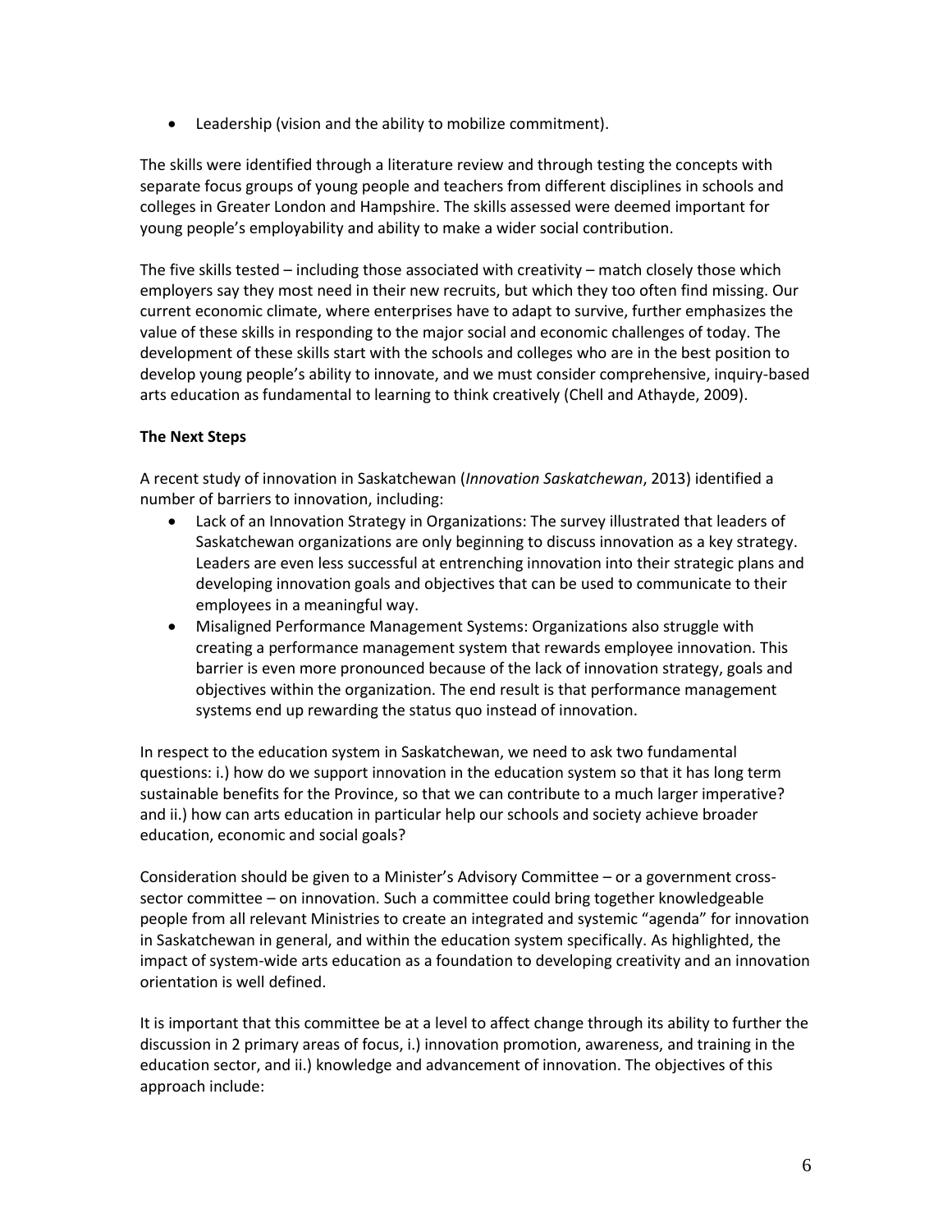- Leadership (vision and the ability to mobilize commitment).

The skills were identified through a literature review and through testing the concepts with separate focus groups of young people and teachers from different disciplines in schools and colleges in Greater London and Hampshire. The skills assessed were deemed important for young people's employability and ability to make a wider social contribution.

The five skills tested – including those associated with creativity – match closely those which employers say they most need in their new recruits, but which they too often find missing. Our current economic climate, where enterprises have to adapt to survive, further emphasizes the value of these skills in responding to the major social and economic challenges of today. The development of these skills start with the schools and colleges who are in the best position to develop young people's ability to innovate, and we must consider comprehensive, inquiry-based arts education as fundamental to learning to think creatively (Chell and Athayde, 2009).

**The Next Steps**

A recent study of innovation in Saskatchewan (*Innovation Saskatchewan*, 2013) identified a number of barriers to innovation, including:

- Lack of an Innovation Strategy in Organizations: The survey illustrated that leaders of Saskatchewan organizations are only beginning to discuss innovation as a key strategy. Leaders are even less successful at entrenching innovation into their strategic plans and developing innovation goals and objectives that can be used to communicate to their employees in a meaningful way.
- Misaligned Performance Management Systems: Organizations also struggle with creating a performance management system that rewards employee innovation. This barrier is even more pronounced because of the lack of innovation strategy, goals and objectives within the organization. The end result is that performance management systems end up rewarding the status quo instead of innovation.

In respect to the education system in Saskatchewan, we need to ask two fundamental questions: i.) how do we support innovation in the education system so that it has long term sustainable benefits for the Province, so that we can contribute to a much larger imperative? and ii.) how can arts education in particular help our schools and society achieve broader education, economic and social goals?

Consideration should be given to a Minister's Advisory Committee – or a government cross-sector committee – on innovation. Such a committee could bring together knowledgeable people from all relevant Ministries to create an integrated and systemic "agenda" for innovation in Saskatchewan in general, and within the education system specifically. As highlighted, the impact of system-wide arts education as a foundation to developing creativity and an innovation orientation is well defined.

It is important that this committee be at a level to affect change through its ability to further the discussion in 2 primary areas of focus, i.) innovation promotion, awareness, and training in the education sector, and ii.) knowledge and advancement of innovation. The objectives of this approach include: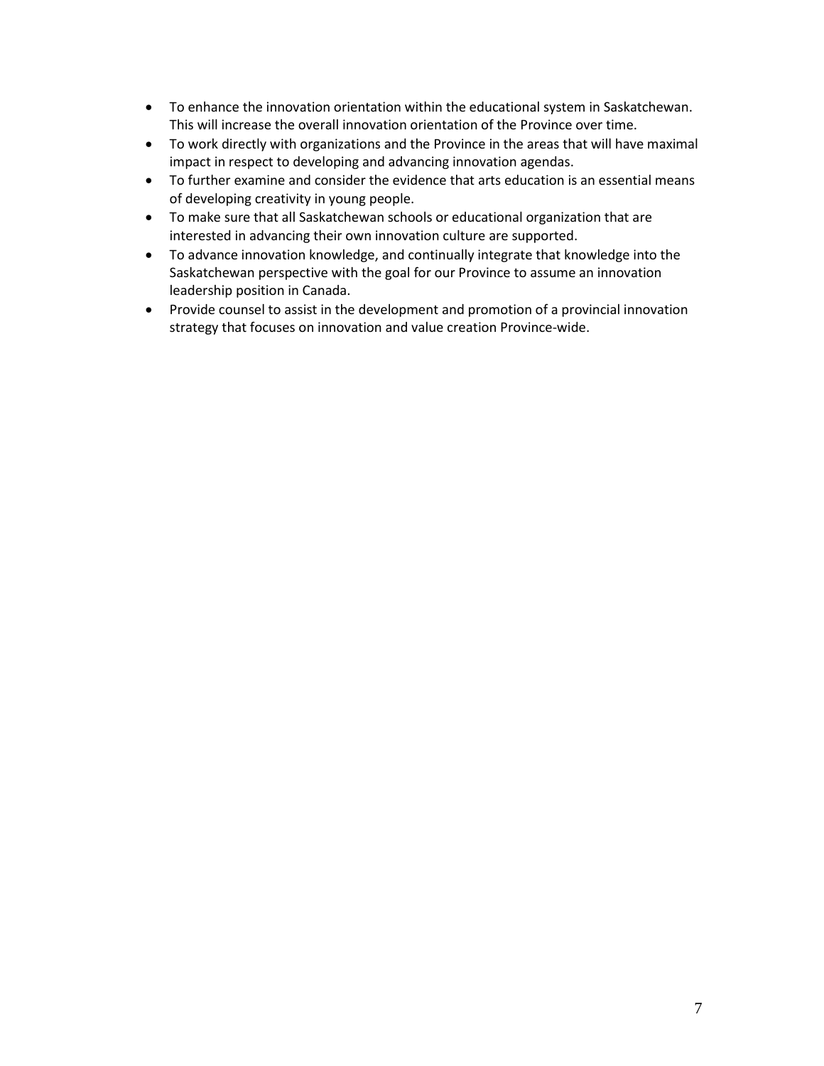- To enhance the innovation orientation within the educational system in Saskatchewan. This will increase the overall innovation orientation of the Province over time.
- To work directly with organizations and the Province in the areas that will have maximal impact in respect to developing and advancing innovation agendas.
- To further examine and consider the evidence that arts education is an essential means of developing creativity in young people.
- To make sure that all Saskatchewan schools or educational organization that are interested in advancing their own innovation culture are supported.
- To advance innovation knowledge, and continually integrate that knowledge into the Saskatchewan perspective with the goal for our Province to assume an innovation leadership position in Canada.
- Provide counsel to assist in the development and promotion of a provincial innovation strategy that focuses on innovation and value creation Province-wide.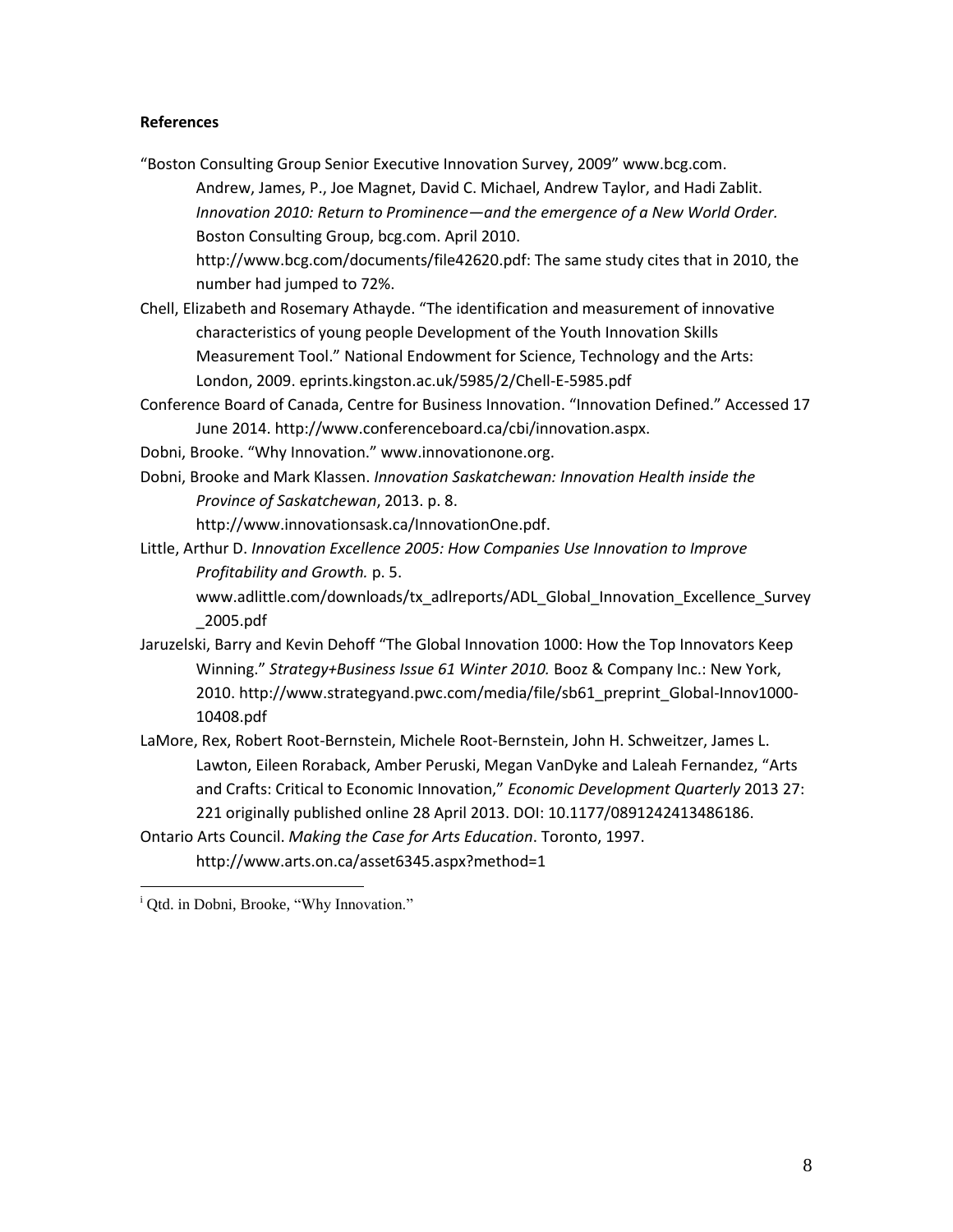**References**

"Boston Consulting Group Senior Executive Innovation Survey, 2009" www.bcg.com.
Andrew, James, P., Joe Magnet, David C. Michael, Andrew Taylor, and Hadi Zablit. *Innovation 2010: Return to Prominence—and the emergence of a New World Order.* Boston Consulting Group, bcg.com. April 2010. http://www.bcg.com/documents/file42620.pdf: The same study cites that in 2010, the number had jumped to 72%.

Chell, Elizabeth and Rosemary Athayde. "The identification and measurement of innovative characteristics of young people Development of the Youth Innovation Skills Measurement Tool." National Endowment for Science, Technology and the Arts: London, 2009. eprints.kingston.ac.uk/5985/2/Chell-E-5985.pdf

Conference Board of Canada, Centre for Business Innovation. "Innovation Defined." Accessed 17 June 2014. http://www.conferenceboard.ca/cbi/innovation.aspx.

Dobni, Brooke. "Why Innovation." www.innovationone.org.

Dobni, Brooke and Mark Klassen. *Innovation Saskatchewan: Innovation Health inside the Province of Saskatchewan*, 2013. p. 8. http://www.innovationsask.ca/InnovationOne.pdf.

Little, Arthur D. *Innovation Excellence 2005: How Companies Use Innovation to Improve Profitability and Growth.* p. 5. www.adlittle.com/downloads/tx_adlreports/ADL_Global_Innovation_Excellence_Survey_2005.pdf

Jaruzelski, Barry and Kevin Dehoff "The Global Innovation 1000: How the Top Innovators Keep Winning." *Strategy+Business Issue 61 Winter 2010.* Booz & Company Inc.: New York, 2010. http://www.strategyand.pwc.com/media/file/sb61_preprint_Global-Innov1000-10408.pdf

LaMore, Rex, Robert Root-Bernstein, Michele Root-Bernstein, John H. Schweitzer, James L. Lawton, Eileen Roraback, Amber Peruski, Megan VanDyke and Laleah Fernandez, "Arts and Crafts: Critical to Economic Innovation," *Economic Development Quarterly* 2013 27: 221 originally published online 28 April 2013. DOI: 10.1177/0891242413486186.

Ontario Arts Council. *Making the Case for Arts Education*. Toronto, 1997. http://www.arts.on.ca/asset6345.aspx?method=1

---

[i] Qtd. in Dobni, Brooke, "Why Innovation."